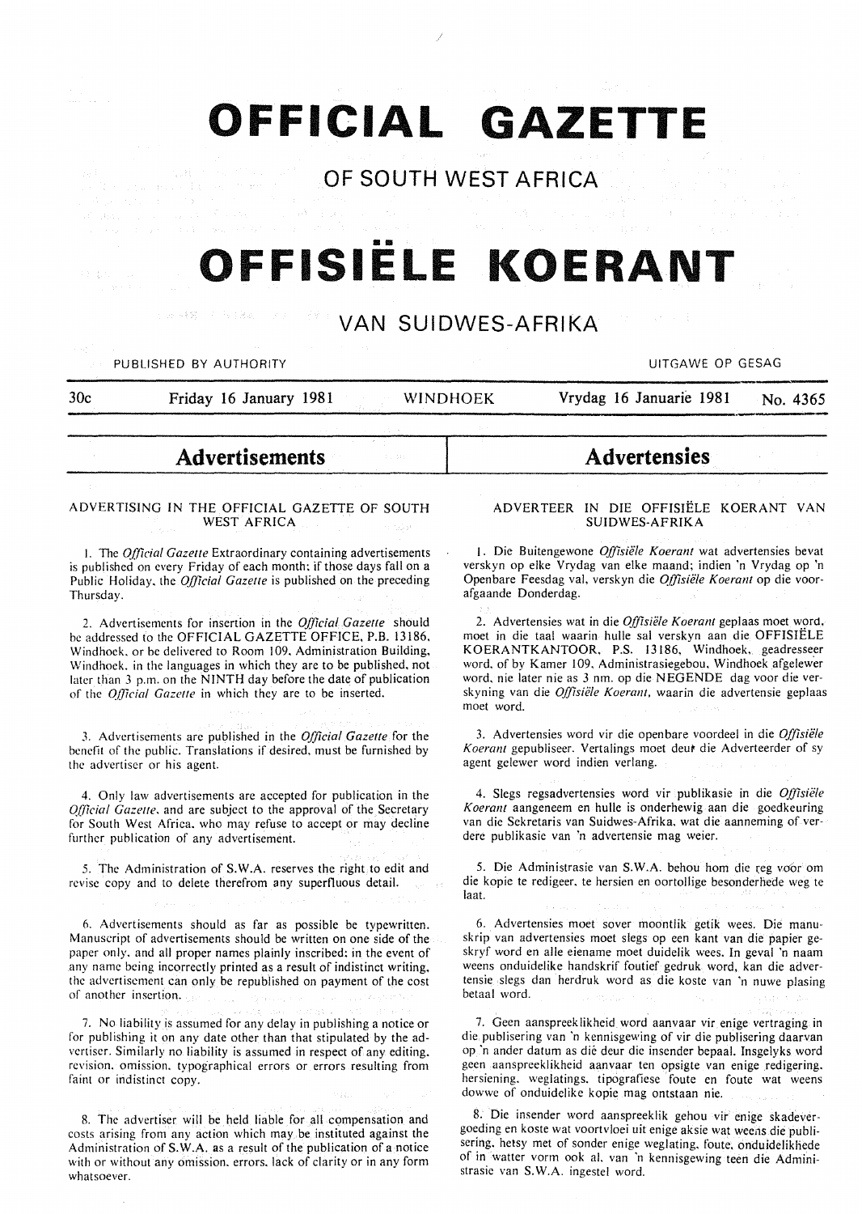# OFFICIAL GAZETTE

## OF SOUTH WEST AFRICA

# OFFISIËLE KOERANT

## VAN SUIDWES-AFRIKA

PUBLISHED BY AUTHORITY — UITGAWE OP GESAG

30c — Friday 16 January 1981 — WINDHOEK — Vrydag 16 Januarie 1981 — No. 4365

## Advertisements

### ADVERTISING IN THE OFFICIAL GAZETTE OF SOUTH WEST AFRICA

1. The *Official Gazette* Extraordinary containing advertisements is published on every Friday of each month; if those days fall on a Public Holiday, the *Official Gazette* is published on the preceding Thursday.

2. Advertisements for insertion in the *Official Gazette* should be addressed to the OFFICIAL GAZETTE OFFICE, P.B. 13186, Windhoek, or be delivered to Room 109, Administration Building, Windhoek, in the languages in which they are to be published, not later than 3 p.m. on the NINTH day before the date of publication of the *Official Gazette* in which they are to be inserted.

3. Advertisements are published in the *Official Gazette* for the benefit of the public. Translations if desired, must be furnished by the advertiser or his agent.

4. Only law advertisements are accepted for publication in the *Official Gazette*, and are subject to the approval of the Secretary for South West Africa, who may refuse to accept or may decline further publication of any advertisement.

5. The Administration of S.W.A. reserves the right to edit and revise copy and to delete therefrom any superfluous detail.

6. Advertisements should as far as possible be typewritten. Manuscript of advertisements should be written on one side of the paper only, and all proper names plainly inscribed; in the event of any name being incorrectly printed as a result of indistinct writing, the advertisement can only be republished on payment of the cost of another insertion.

7. No liability is assumed for any delay in publishing a notice or for publishing it on any date other than that stipulated by the advertiser. Similarly no liability is assumed in respect of any editing, revision, omission, typographical errors or errors resulting from faint or indistinct copy.

8. The advertiser will be held liable for all compensation and costs arising from any action which may be instituted against the Administration of S.W.A. as a result of the publication of a notice with or without any omission, errors, lack of clarity or in any form whatsoever.

## Advertensies

### ADVERTEER IN DIE OFFISIËLE KOERANT VAN SUIDWES-AFRIKA

1. Die Buitengewone *Offisiële Koerant* wat advertensies bevat verskyn op elke Vrydag van elke maand; indien 'n Vrydag op 'n Openbare Feesdag val, verskyn die *Offisiële Koerant* op die voorafgaande Donderdag.

2. Advertensies wat in die *Offisiële Koerant* geplaas moet word, moet in die taal waarin hulle sal verskyn aan die OFFISIËLE KOERANTKANTOOR, P.S. 13186, Windhoek, geadresseer word, of by Kamer 109, Administrasiegebou, Windhoek afgelewer word, nie later nie as 3 nm. op die NEGENDE dag voor die verskyning van die *Offisiële Koerant*, waarin die advertensie geplaas moet word.

3. Advertensies word vir die openbare voordeel in die *Offisiële Koerant* gepubliseer. Vertalings moet deur die Adverteerder of sy agent gelewer word indien verlang.

4. Slegs regsadvertensies word vir publikasie in die *Offisiële Koerant* aangeneem en hulle is onderhewig aan die goedkeuring van die Sekretaris van Suidwes-Afrika, wat die aanneming of verdere publikasie van 'n advertensie mag weier.

5. Die Administrasie van S.W.A. behou hom die reg voor om die kopie te redigeer, te hersien en oortollige besonderhede weg te laat.

6. Advertensies moet sover moontlik getik wees. Die manuskrip van advertensies moet slegs op een kant van die papier geskryf word en alle eiename moet duidelik wees. In geval 'n naam weens onduidelike handskrif foutief gedruk word, kan die advertensie slegs dan herdruk word as die koste van 'n nuwe plasing betaal word.

7. Geen aanspreeklikheid word aanvaar vir enige vertraging in die publisering van 'n kennisgewing of vir die publisering daarvan op 'n ander datum as dié deur die insender bepaal. Insgelyks word geen aanspreeklikheid aanvaar ten opsigte van enige redigering, hersiening, weglatings, tipografiese foute en foute wat weens dowwe of onduidelike kopie mag ontstaan nie.

8. Die insender word aanspreeklik gehou vir enige skadevergoeding en koste wat voortvloei uit enige aksie wat weens die publisering, hetsy met of sonder enige weglating, foute, onduidelikhede of in watter vorm ook al, van 'n kennisgewing teen die Administrasie van S.W.A. ingestel word.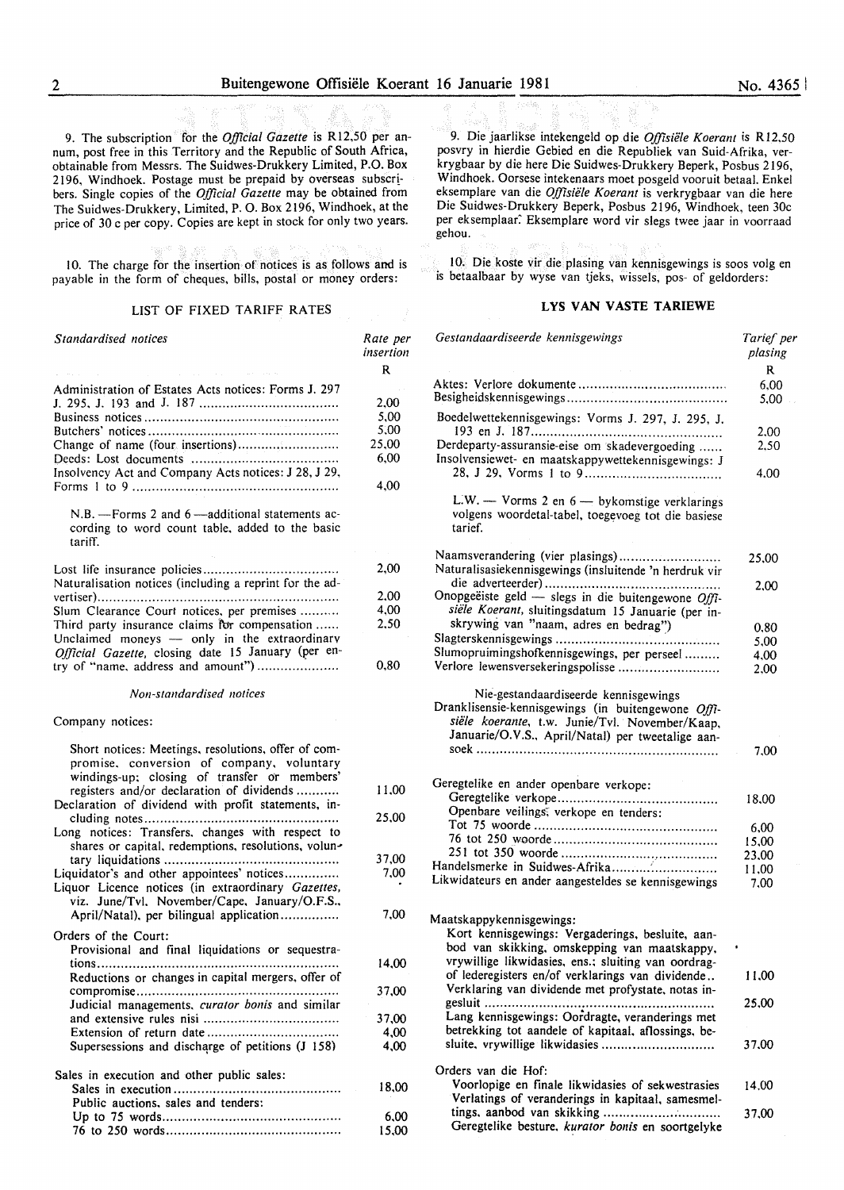9. The subscription for the *Official Gazette* is R12,50 per annum, post free in this Territory and the Republic of South Africa, obtainable from Messrs. The Suidwes-Drukkery Limited, P.O. Box 2196, Windhoek. Postage must be prepaid by overseas subscribers. Single copies of the *Official Gazette* may be obtained from The Suidwes-Drukkery, Limited, P. O. Box 2196, Windhoek, at the price of 30 c per copy. Copies are kept in stock for only two years.

10. The charge for the insertion of notices is as follows and is payable in the form of cheques, bills, postal or money orders:

## LIST OF FIXED TARIFF RATES

| *Standardised notices* | Rate per insertion |
|---|---|
| | R |
| Administration of Estates Acts notices: Forms J. 297 J. 295, J. 193 and J. 187 | 2,00 |
| Business notices | 5,00 |
| Butchers' notices | 5,00 |
| Change of name (four insertions) | 25,00 |
| Deeds: Lost documents | 6,00 |
| Insolvency Act and Company Acts notices: J 28, J 29, Forms 1 to 9 | 4,00 |
| N.B. —Forms 2 and 6 —additional statements according to word count table, added to the basic tariff. | |
| Lost life insurance policies | 2,00 |
| Naturalisation notices (including a reprint for the advertiser) | 2,00 |
| Slum Clearance Court notices, per premises | 4,00 |
| Third party insurance claims for compensation | 2,50 |
| Unclaimed moneys — only in the extraordinary *Official Gazette*, closing date 15 January (per entry of "name, address and amount") | 0,80 |

*Non-standardised notices*

| Company notices: | |
|---|---|
| Short notices: Meetings, resolutions, offer of compromise, conversion of company, voluntary windings-up; closing of transfer or members' registers and/or declaration of dividends | 11,00 |
| Declaration of dividend with profit statements, including notes | 25,00 |
| Long notices: Transfers, changes with respect to shares or capital, redemptions, resolutions, voluntary liquidations | 37,00 |
| Liquidator's and other appointees' notices | 7,00 |
| Liquor Licence notices (in extraordinary *Gazettes*, viz. June/Tvl. November/Cape, January/O.F.S., April/Natal), per bilingual application | 7,00 |
| Orders of the Court: | |
| Provisional and final liquidations or sequestrations | 14,00 |
| Reductions or changes in capital mergers, offer of compromise | 37,00 |
| Judicial managements, *curator bonis* and similar and extensive rules nisi | 37,00 |
| Extension of return date | 4,00 |
| Supersessions and discharge of petitions (J 158) | 4,00 |
| Sales in execution and other public sales: | |
| Sales in execution | 18,00 |
| Public auctions, sales and tenders: | |
| Up to 75 words | 6,00 |
| 76 to 250 words | 15,00 |

9. Die jaarlikse intekengeld op die *Offisiële Koerant* is R12,50 posvry in hierdie Gebied en die Republiek van Suid-Afrika, verkrygbaar by die here Die Suidwes-Drukkery Beperk, Posbus 2196, Windhoek. Oorsese intekenaars moet posgeld vooruit betaal. Enkel eksemplare van die *Offisiële Koerant* is verkrygbaar van die here Die Suidwes-Drukkery Beperk, Posbus 2196, Windhoek, teen 30c per eksemplaar. Eksemplare word vir slegs twee jaar in voorraad gehou.

10. Die koste vir die plasing van kennisgewings is soos volg en is betaalbaar by wyse van tjeks, wissels, pos- of geldorders:

## LYS VAN VASTE TARIEWE

| *Gestandaardiseerde kennisgewings* | Tarief per plasing |
|---|---|
| | R |
| Aktes: Verlore dokumente | 6,00 |
| Besigheidskennisgewings | 5,00 |
| Boedelwettekennisgewings: Vorms J. 297, J. 295, J. 193 en J. 187 | 2,00 |
| Derdeparty-assuransie-eise om skadevergoeding | 2,50 |
| Insolvensiewet- en maatskappywettekennisgewings: J 28, J 29, Vorms 1 to 9 | 4,00 |
| L.W. — Vorms 2 en 6 — bykomstige verklarings volgens woordetal-tabel, toegevoeg tot die basiese tarief. | |
| Naamsverandering (vier plasings) | 25,00 |
| Naturalisasiekennisgewings (insluitende 'n herdruk vir die adverteerder) | 2,00 |
| Onopgeëiste geld — slegs in die buitengewone *Offisiële Koerant*, sluitingsdatum 15 Januarie (per inskrywing van "naam, adres en bedrag") | 0,80 |
| Slagterskennisgewings | 5,00 |
| Slumopruimingshofkennisgewings, per perseel | 4,00 |
| Verlore lewensversekeringspolisse | 2,00 |

| Nie-gestandaardiseerde kennisgewings | |
|---|---|
| Dranklisensie-kennisgewings (in buitengewone *Offisiële koerante*, t.w. Junie/Tvl. November/Kaap, Januarie/O.V.S., April/Natal) per tweetalige aansoek | 7,00 |
| Geregtelike en ander openbare verkope: | |
| Geregtelike verkope | 18,00 |
| Openbare veilings, verkope en tenders: | |
| Tot 75 woorde | 6,00 |
| 76 tot 250 woorde | 15,00 |
| 251 tot 350 woorde | 23,00 |
| Handelsmerke in Suidwes-Afrika | 11,00 |
| Likwidateurs en ander aangesteldes se kennisgewings | 7,00 |
| Maatskappykennisgewings: | |
| Kort kennisgewings: Vergaderings, besluite, aanbod van skikking, omskepping van maatskappy, vrywillige likwidasies, ens.; sluiting van oordragof lederegisters en/of verklarings van dividende | 11,00 |
| Verklaring van dividende met profystate, notas ingesluit | 25,00 |
| Lang kennisgewings: Oordragte, veranderings met betrekking tot aandele of kapitaal, aflossings, besluite, vrywillige likwidasies | 37,00 |
| Orders van die Hof: | |
| Voorlopige en finale likwidasies of sekwestrasies | 14,00 |
| Verlatings of veranderings in kapitaal, samesmeltings, aanbod van skikking | 37,00 |
| Geregtelike besture, *kurator bonis* en soortgelyke | |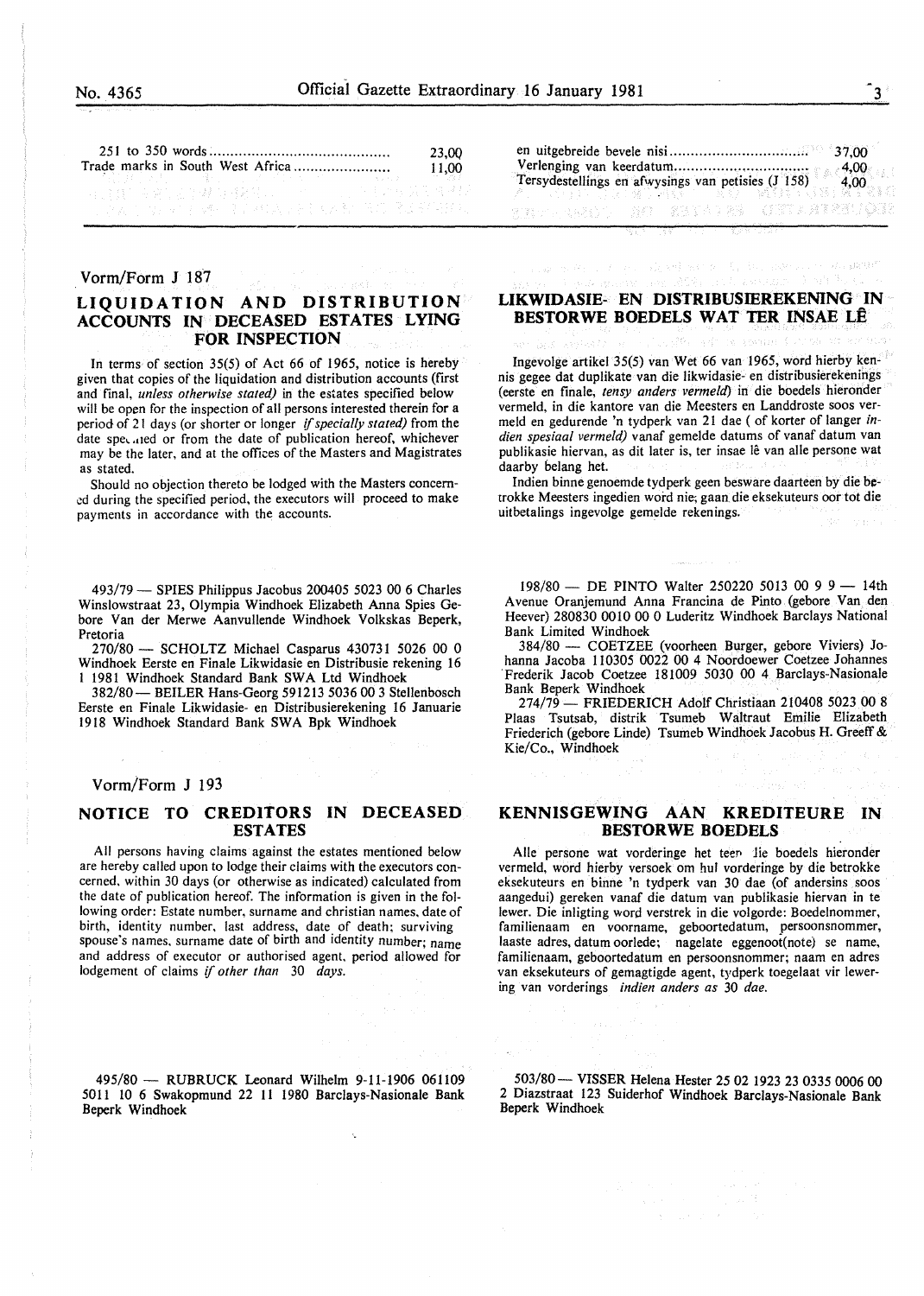| | |
|---|---|
| 251 to 350 words | 23,00 |
| Trade marks in South West Africa | 11,00 |

| | |
|---|---|
| en uitgebreide bevele nisi | 37,00 |
| Verlenging van keerdatum | 4,00 |
| Tersydestellings en afwysings van petisies (J 158) | 4,00 |

Vorm/Form J 187

## LIQUIDATION AND DISTRIBUTION ACCOUNTS IN DECEASED ESTATES LYING FOR INSPECTION

In terms of section 35(5) of Act 66 of 1965, notice is hereby given that copies of the liquidation and distribution accounts (first and final, *unless otherwise stated)* in the estates specified below will be open for the inspection of all persons interested therein for a period of 21 days (or shorter or longer *if specially stated)* from the date specified or from the date of publication hereof, whichever may be the later, and at the offices of the Masters and Magistrates as stated.

Should no objection thereto be lodged with the Masters concerned during the specified period, the executors will proceed to make payments in accordance with the accounts.

## LIKWIDASIE- EN DISTRIBUSIEREKENING IN BESTORWE BOEDELS WAT TER INSAE LÊ

Ingevolge artikel 35(5) van Wet 66 van 1965, word hierby kennis gegee dat duplikate van die likwidasie- en distribusierekenings (eerste en finale, *tensy anders vermeld)* in die boedels hieronder vermeld, in die kantore van die Meesters en Landdroste soos vermeld en gedurende 'n tydperk van 21 dae (of korter of langer *indien spesiaal vermeld)* vanaf gemelde datums of vanaf datum van publikasie hiervan, as dit later is, ter insae lê van alle persone wat daarby belang het.

Indien binne genoemde tydperk geen besware daarteen by die betrokke Meesters ingedien word nie, gaan die eksekuteurs oor tot die uitbetalings ingevolge gemelde rekenings.

493/79 — SPIES Philippus Jacobus 200405 5023 00 6 Charles Winslowstraat 23, Olympia Windhoek Elizabeth Anna Spies Gebore Van der Merwe Aanvullende Windhoek Volkskas Beperk, Pretoria

270/80 — SCHOLTZ Michael Casparus 430731 5026 00 0 Windhoek Eerste en Finale Likwidasie en Distribusie rekening 16 1 1981 Windhoek Standard Bank SWA Ltd Windhoek

382/80 — BEILER Hans-Georg 591213 5036 00 3 Stellenbosch Eerste en Finale Likwidasie- en Distribusierekening 16 Januarie 1918 Windhoek Standard Bank SWA Bpk Windhoek

198/80 — DE PINTO Walter 250220 5013 00 9 9 — 14th Avenue Oranjemund Anna Francina de Pinto (gebore Van den Heever) 280830 0010 00 0 Luderitz Windhoek Barclays National Bank Limited Windhoek

384/80 — COETZEE (voorheen Burger, gebore Viviers) Johanna Jacoba 110305 0022 00 4 Noordoewer Coetzee Johannes Frederik Jacob Coetzee 181009 5030 00 4 Barclays-Nasionale Bank Beperk Windhoek

274/79 — FRIEDERICH Adolf Christiaan 210408 5023 00 8 Plaas Tsutsab, distrik Tsumeb Waltraut Emilie Elizabeth Friederich (gebore Linde) Tsumeb Windhoek Jacobus H. Greeff & Kie/Co., Windhoek

Vorm/Form J 193

## NOTICE TO CREDITORS IN DECEASED ESTATES

All persons having claims against the estates mentioned below are hereby called upon to lodge their claims with the executors concerned, within 30 days (or otherwise as indicated) calculated from the date of publication hereof. The information is given in the following order: Estate number, surname and christian names, date of birth, identity number, last address, date of death; surviving spouse's names, surname date of birth and identity number; name and address of executor or authorised agent, period allowed for lodgement of claims *if other than* 30 *days.*

## KENNISGEWING AAN KREDITEURE IN BESTORWE BOEDELS

Alle persone wat vorderinge het teen die boedels hieronder vermeld, word hierby versoek om hul vorderinge by die betrokke eksekuteurs en binne 'n tydperk van 30 dae (of andersins soos aangedui) gereken vanaf die datum van publikasie hiervan in te lewer. Die inligting word verstrek in die volgorde: Boedelnommer, familienaam en voorname, geboortedatum, persoonsnommer, laaste adres, datum oorlede; nagelate eggenoot(note) se name, familienaam, geboortedatum en persoonsnommer; naam en adres van eksekuteurs of gemagtigde agent, tydperk toegelaat vir lewering van vorderings *indien anders as* 30 *dae.*

495/80 — RUBRUCK Leonard Wilhelm 9-11-1906 061109 5011 10 6 Swakopmund 22 11 1980 Barclays-Nasionale Bank Beperk Windhoek

503/80 — VISSER Helena Hester 25 02 1923 23 0335 0006 00 2 Diazstraat 123 Suiderhof Windhoek Barclays-Nasionale Bank Beperk Windhoek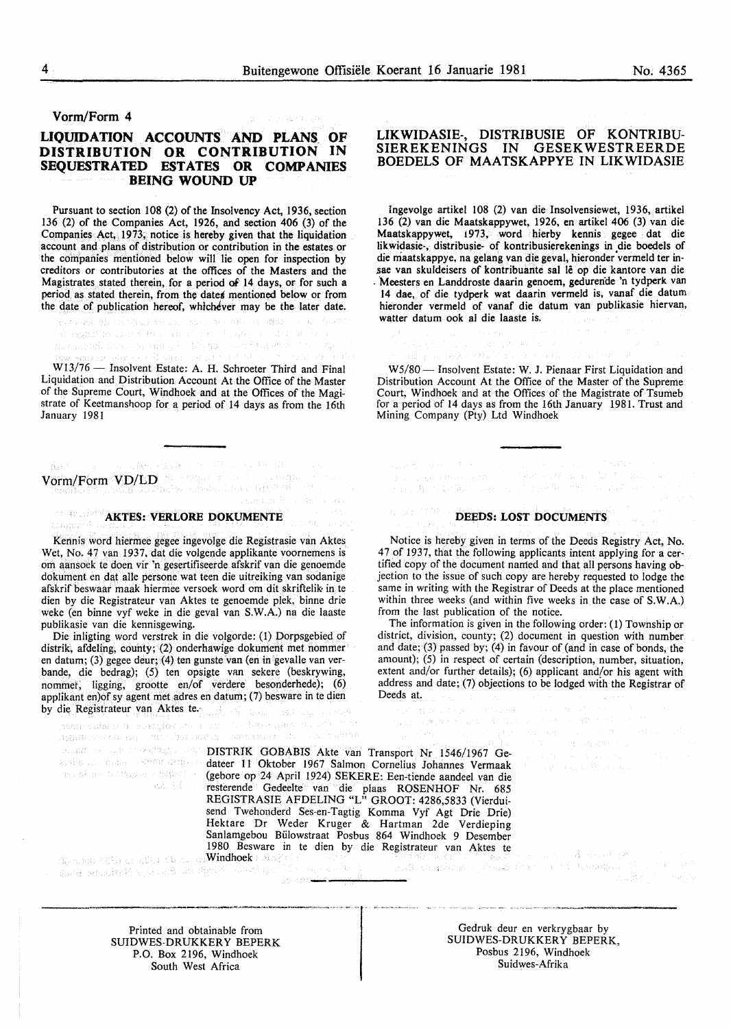Vorm/Form 4

## LIQUIDATION ACCOUNTS AND PLANS OF DISTRIBUTION OR CONTRIBUTION IN SEQUESTRATED ESTATES OR COMPANIES BEING WOUND UP

Pursuant to section 108 (2) of the Insolvency Act, 1936, section 136 (2) of the Companies Act, 1926, and section 406 (3) of the Companies Act, 1973, notice is hereby given that the liquidation account and plans of distribution or contribution in the estates or the companies mentioned below will lie open for inspection by creditors or contributories at the offices of the Masters and the Magistrates stated therein, for a period of 14 days, or for such a period as stated therein, from the dates mentioned below or from the date of publication hereof, whichever may be the later date.

W13/76 — Insolvent Estate: A. H. Schroeter Third and Final Liquidation and Distribution Account At the Office of the Master of the Supreme Court, Windhoek and at the Offices of the Magistrate of Keetmanshoop for a period of 14 days as from the 16th January 1981

## LIKWIDASIE-, DISTRIBUSIE OF KONTRIBUSIEREKENINGS IN GESEKWESTREERDE BOEDELS OF MAATSKAPPYE IN LIKWIDASIE

Ingevolge artikel 108 (2) van die Insolvensiewet, 1936, artikel 136 (2) van die Maatskappywet, 1926, en artikel 406 (3) van die Maatskappywet, 1973, word hierby kennis gegee dat die likwidasie-, distribusie- of kontribusierekenings in die boedels of die maatskappye, na gelang van die geval, hieronder vermeld ter insae van skuldeisers of kontribuante sal lê op die kantore van die Meesters en Landdroste daarin genoem, gedurende 'n tydperk van 14 dae, of die tydperk wat daarin vermeld is, vanaf die datum hieronder vermeld of vanaf die datum van publikasie hiervan, watter datum ook al die laaste is.

W5/80 — Insolvent Estate: W. J. Pienaar First Liquidation and Distribution Account At the Office of the Master of the Supreme Court, Windhoek and at the Offices of the Magistrate of Tsumeb for a period of 14 days as from the 16th January 1981. Trust and Mining Company (Pty) Ltd Windhoek

Vorm/Form VD/LD

## AKTES: VERLORE DOKUMENTE

Kennis word hiermee gegee ingevolge die Registrasie van Aktes Wet, No. 47 van 1937, dat die volgende applikante voornemens is om aansoek te doen vir 'n gesertifiseerde afskrif van die genoemde dokument en dat alle persone wat teen die uitreiking van sodanige afskrif beswaar maak hiermee versoek word om dit skriftelik in te dien by die Registrateur van Aktes te genoemde plek, binne drie weke (en binne vyf weke in die geval van S.W.A.) na die laaste publikasie van die kennisgewing.

Die inligting word verstrek in die volgorde: (1) Dorpsgebied of distrik, afdeling, county; (2) onderhawige dokument met nommer en datum; (3) gegee deur; (4) ten gunste van (en in gevalle van verbande, die bedrag); (5) ten opsigte van sekere (beskrywing, nommer, ligging, grootte en/of verdere besonderhede); (6) applikant en/of sy agent met adres en datum; (7) besware in te dien by die Registrateur van Aktes te.

## DEEDS: LOST DOCUMENTS

Notice is hereby given in terms of the Deeds Registry Act, No. 47 of 1937, that the following applicants intent applying for a certified copy of the document named and that all persons having objection to the issue of such copy are hereby requested to lodge the same in writing with the Registrar of Deeds at the place mentioned within three weeks (and within five weeks in the case of S.W.A.) from the last publication of the notice.

The information is given in the following order: (1) Township or district, division, county; (2) document in question with number and date; (3) passed by; (4) in favour of (and in case of bonds, the amount); (5) in respect of certain (description, number, situation, extent and/or further details); (6) applicant and/or his agent with address and date; (7) objections to be lodged with the Registrar of Deeds at.

DISTRIK GOBABIS Akte van Transport Nr 1546/1967 Gedateer 11 Oktober 1967 Salmon Cornelius Johannes Vermaak (gebore op 24 April 1924) SEKERE: Een-tiende aandeel van die resterende Gedeelte van die plaas ROSENHOF Nr. 685 REGISTRASIE AFDELING "L" GROOT: 4286,5833 (Vierduisend Twehonderd Ses-en-Tagtig Komma Vyf Agt Drie Drie) Hektare Dr Weder Kruger & Hartman 2de Verdieping Sanlamgebou Bülowstraat Posbus 864 Windhoek 9 Desember 1980 Besware in te dien by die Registrateur van Aktes te Windhoek

Printed and obtainable from SUIDWES-DRUKKERY BEPERK P.O. Box 2196, Windhoek South West Africa

Gedruk deur en verkrygbaar by SUIDWES-DRUKKERY BEPERK, Posbus 2196, Windhoek Suidwes-Afrika